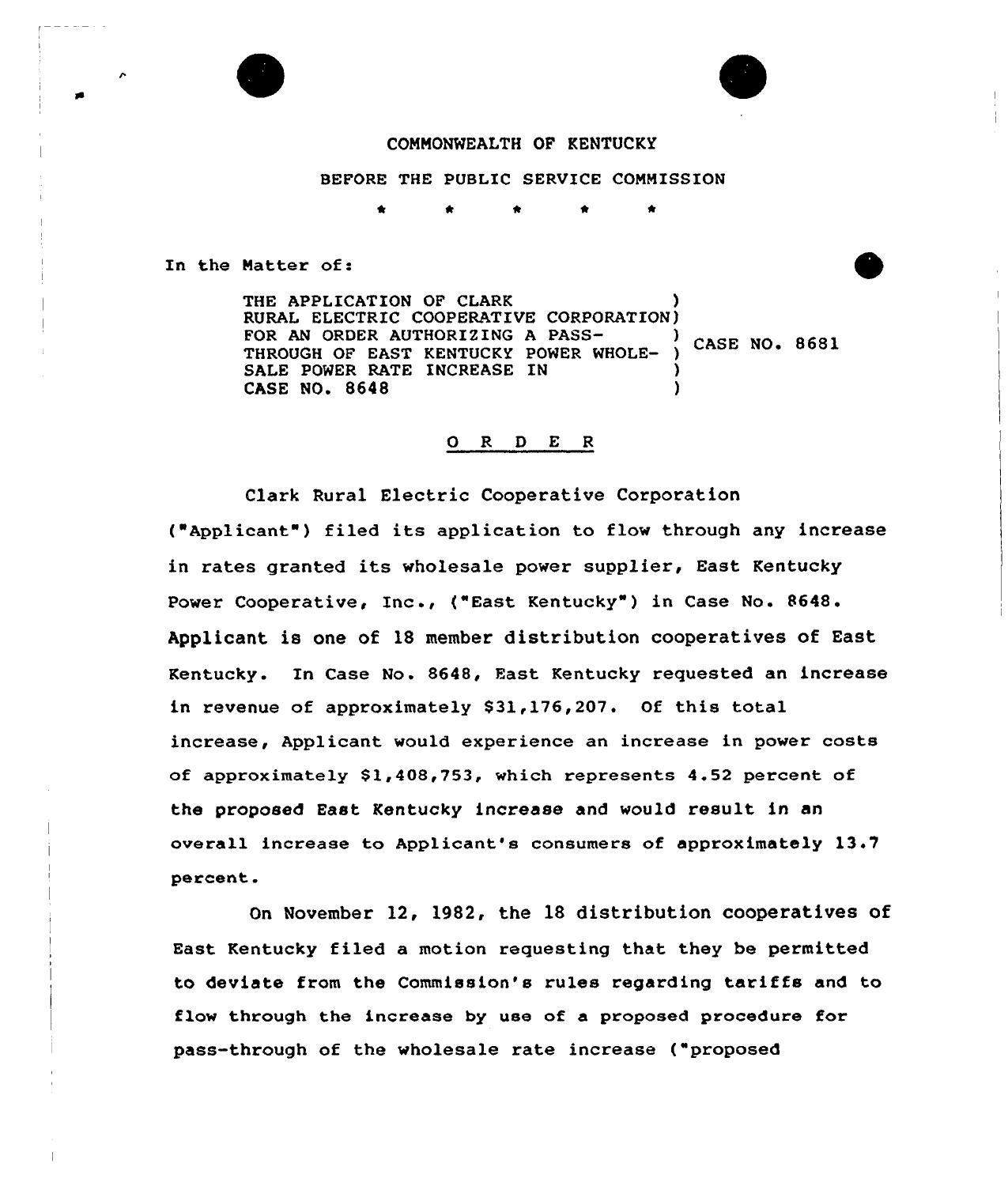COMMONWEALTH OF KENTUCKY

BEFORE THE PUBLIC SERVICE COMMISSION

\* \* \* \* \*

In the Matter of:

THE APPLICATION OF CLARK RURAL ELECTRIC COOPERATIVE CORPORATION FOR AN ORDER AUTHORIZING A PASS-THROUGH OF EAST KENTUCKY POWER WHOLESALE POWER RATE INCREASE IN CASE NO. 8648 ) CASE NO. 8681

O R D E R

Clark Rural Electric Cooperative Corporation ("Applicant") filed its application to flow through any increase in rates granted its wholesale power supplier, East Kentucky Power Cooperative, Inc., ("East Kentucky") in Case No. 8648. Applicant is one of 18 member distribution cooperatives of East Kentucky. In Case No. 8648, East Kentucky requested an increase in revenue of approximately $31,176,207. Of this total increase, Applicant would experience an increase in power costs of approximately $1,408,753, which represents 4.52 percent of the proposed East Kentucky increase and would result in an overall increase to Applicant's consumers of approximately 13.7 percent.

On November 12, 1982, the 18 distribution cooperatives of East Kentucky filed a motion requesting that they be permitted to deviate from the Commission's rules regarding tariffs and to flow through the increase by use of a proposed procedure for pass-through of the wholesale rate increase ("proposed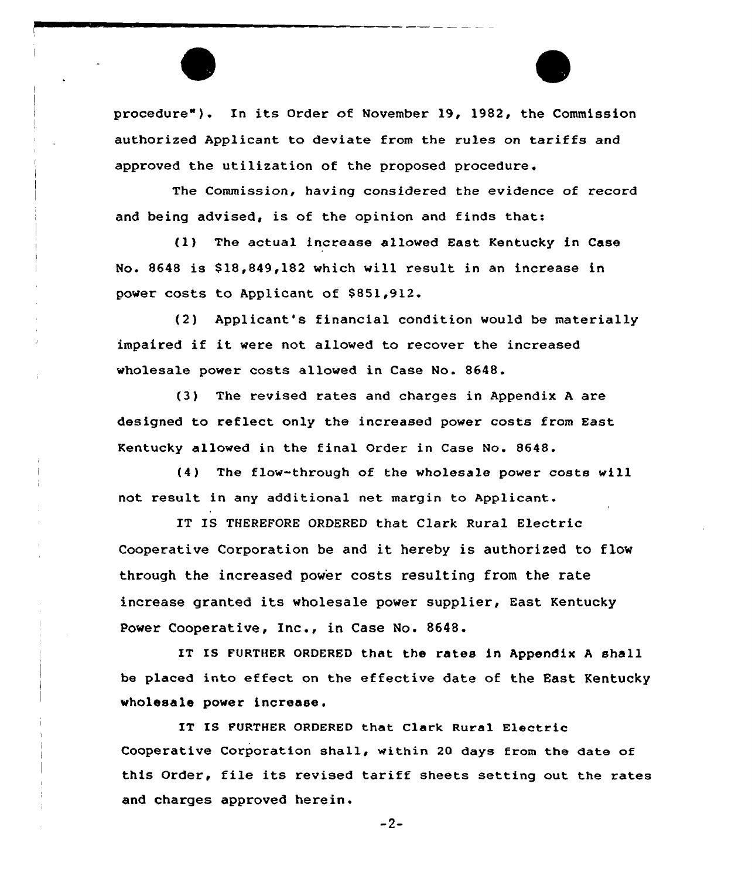procedure"). In its Order of November 19, 1982, the Commission authorized Applicant to deviate from the rules on tariffs and approved the utilization of the proposed procedure.

The Commission, having considered the evidence of record and being advised, is of the opinion and finds that:

(1) The actual increase allowed East Kentucky in Case No. 8648 is $18,849,182 which will result in an increase in power costs to Applicant of $851,912.

(2) Applicant's financial condition would be materially impaired if it were not allowed to recover the increased wholesale power costs allowed in Case No. 8648.

(3) The revised rates and charges in Appendix A are designed to reflect only the increased power costs from East Kentucky allowed in the final Order in Case No. 8648.

(4) The flow-through of the wholesale power costs will not result in any additional net margin to Applicant.

IT IS THEREFORE ORDERED that Clark Rural Electric Cooperative Corporation be and it hereby is authorized to flow through the increased power costs resulting from the rate increase granted its wholesale power supplier, East Kentucky Power Cooperative, Inc., in Case No. 8648.

IT IS FURTHER ORDERED that the rates in Appendix A shall be placed into effect on the effective date of the East Kentucky wholesale power increase.

IT IS FURTHER ORDERED that Clark Rural Electric Cooperative Corporation shall, within 20 days from the date of this Order, file its revised tariff sheets setting out the rates and charges approved herein.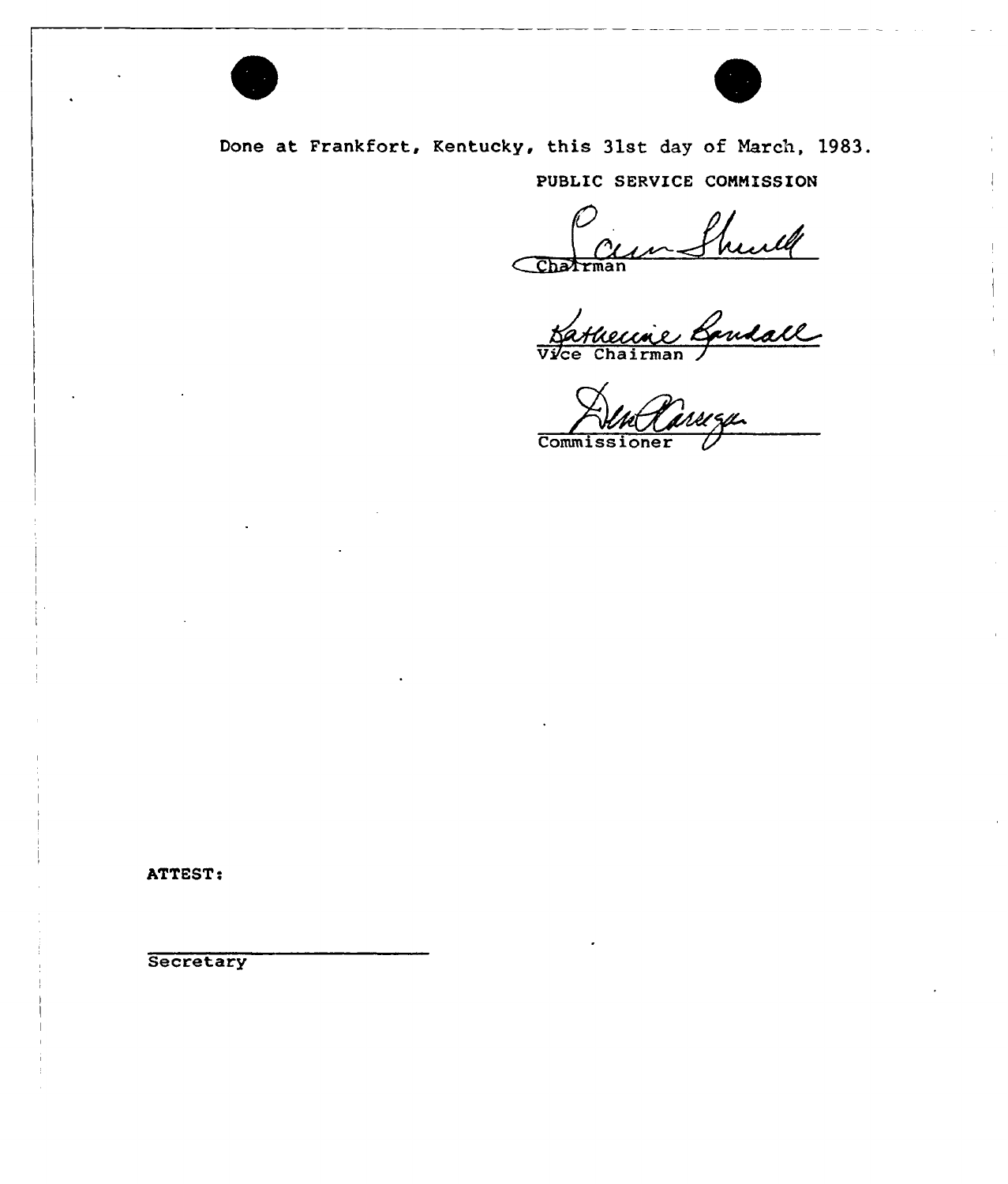Done at Frankfort, Kentucky, this 31st day of March, 1983.

PUBLIC SERVICE COMMISSION

Chairman

Vice Chairman

Commissioner

ATTEST:

Secretary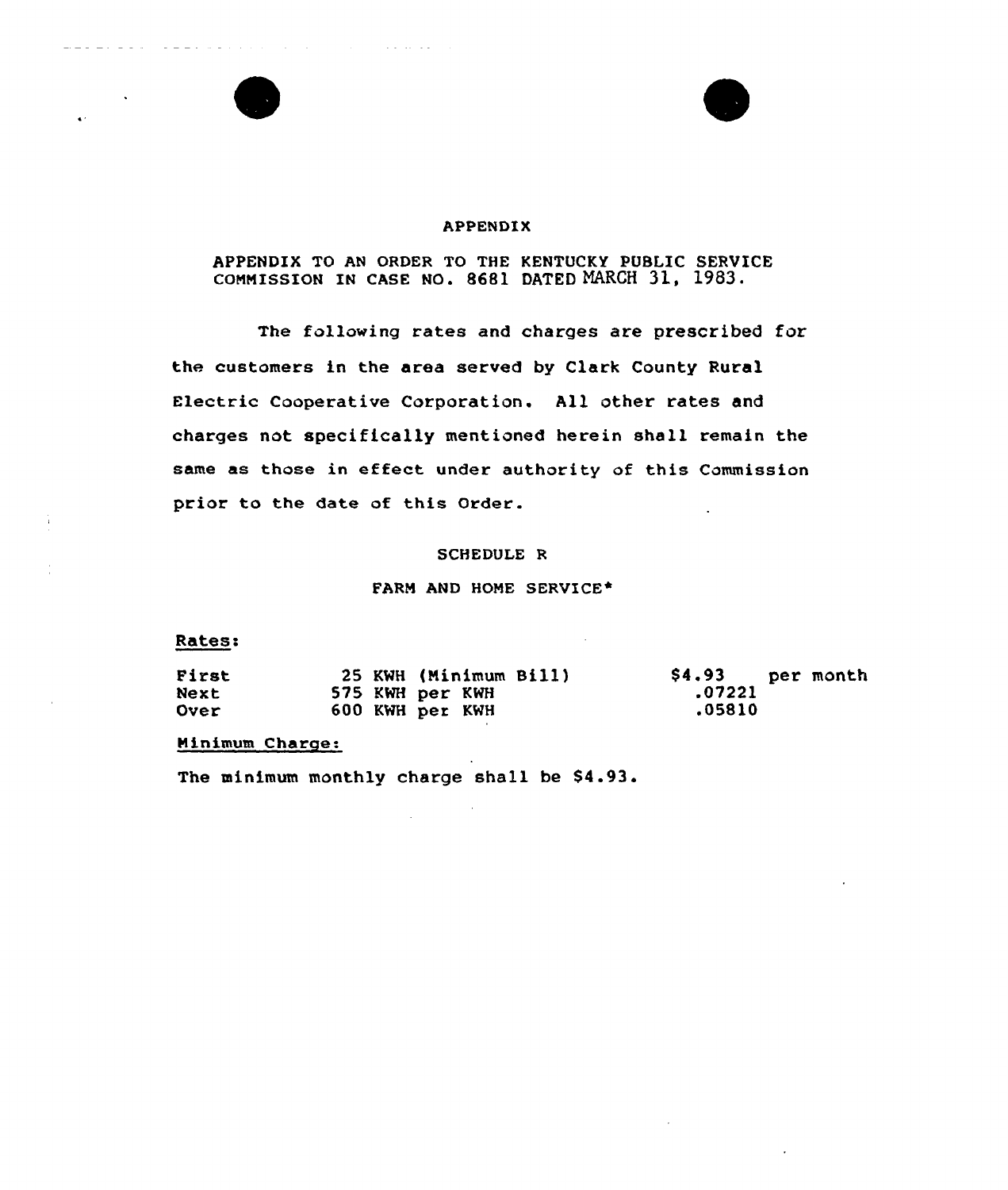# APPENDIX

APPENDIX TO AN ORDER TO THE KENTUCKY PUBLIC SERVICE COMMISSION IN CASE NO. 8681 DATED MARCH 31, 1983.

The following rates and charges are prescribed for the customers in the area served by Clark County Rural Electric Cooperative Corporation. All other rates and charges not specifically mentioned herein shall remain the same as those in effect under authority of this Commission prior to the date of this Order.

## SCHEDULE R

### FARM AND HOME SERVICE*

**Rates:**

| | | | |
|---|---|---|---|
| First | 25 KWH (Minimum Bill) | $4.93 | per month |
| Next | 575 KWH per KWH | .07221 | |
| Over | 600 KWH per KWH | .05810 | |

**Minimum Charge:**

The minimum monthly charge shall be $4.93.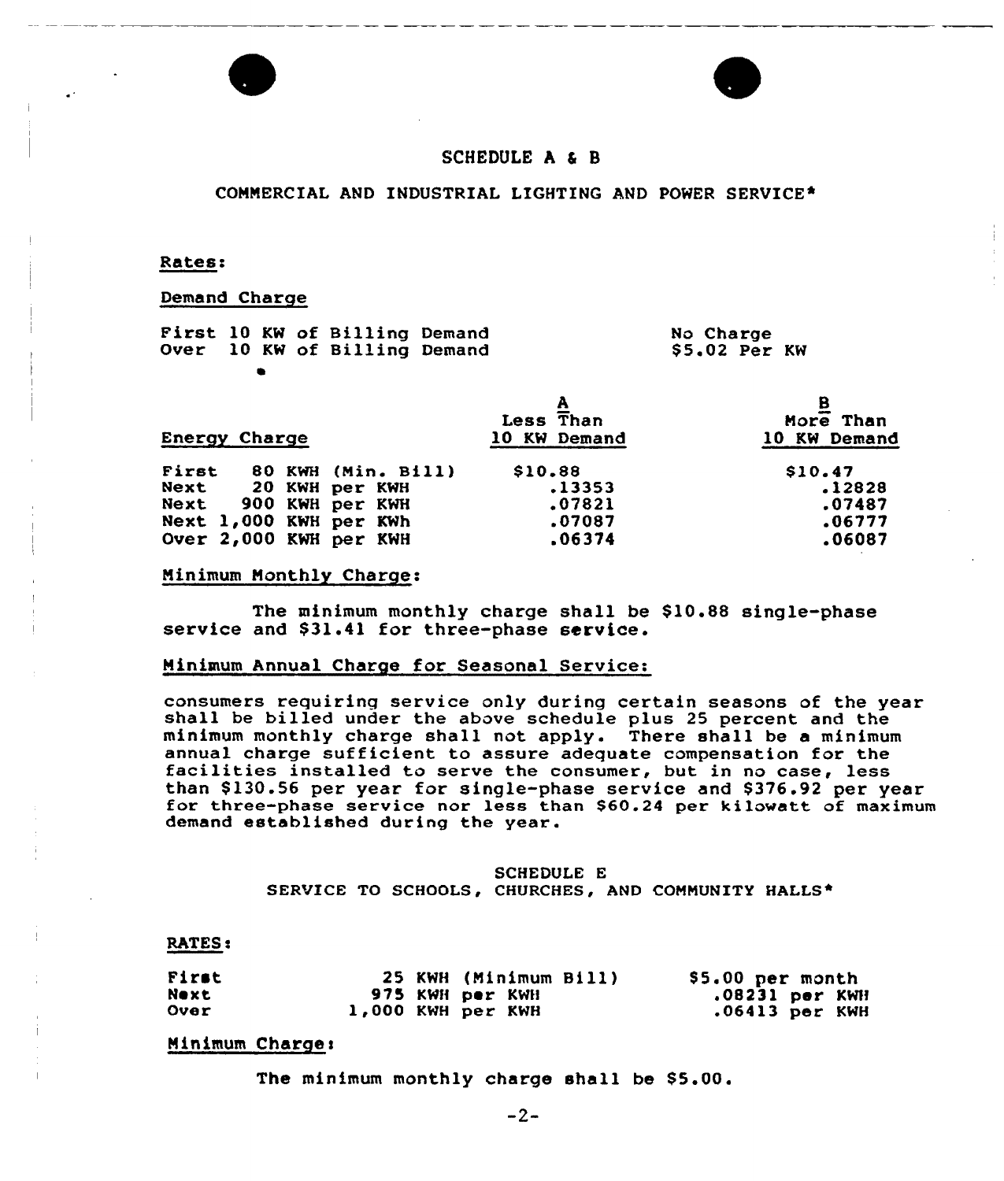## SCHEDULE A & B

### COMMERCIAL AND INDUSTRIAL LIGHTING AND POWER SERVICE*

**Rates:**

Demand Charge

| | |
|---|---|
| First 10 KW of Billing Demand | No Charge |
| Over 10 KW of Billing Demand | $5.02 Per KW |

| Energy Charge | A Less Than 10 KW Demand | B More Than 10 KW Demand |
|---|---|---|
| First 80 KWH (Min. Bill) | $10.88 | $10.47 |
| Next 20 KWH per KWH | .13353 | .12828 |
| Next 900 KWH per KWH | .07821 | .07487 |
| Next 1,000 KWH per KWh | .07087 | .06777 |
| Over 2,000 KWH per KWH | .06374 | .06087 |

Minimum Monthly Charge:

The minimum monthly charge shall be $10.88 single-phase service and $31.41 for three-phase service.

Minimum Annual Charge for Seasonal Service:

consumers requiring service only during certain seasons of the year shall be billed under the above schedule plus 25 percent and the minimum monthly charge shall not apply. There shall be a minimum annual charge sufficient to assure adequate compensation for the facilities installed to serve the consumer, but in no case, less than $130.56 per year for single-phase service and $376.92 per year for three-phase service nor less than $60.24 per kilowatt of maximum demand established during the year.

## SCHEDULE E

### SERVICE TO SCHOOLS, CHURCHES, AND COMMUNITY HALLS*

**RATES:**

| | | |
|---|---|---|
| First | 25 KWH (Minimum Bill) | $5.00 per month |
| Next | 975 KWH per KWH | .08231 per KWH |
| Over | 1,000 KWH per KWH | .06413 per KWH |

Minimum Charge:

The minimum monthly charge shall be $5.00.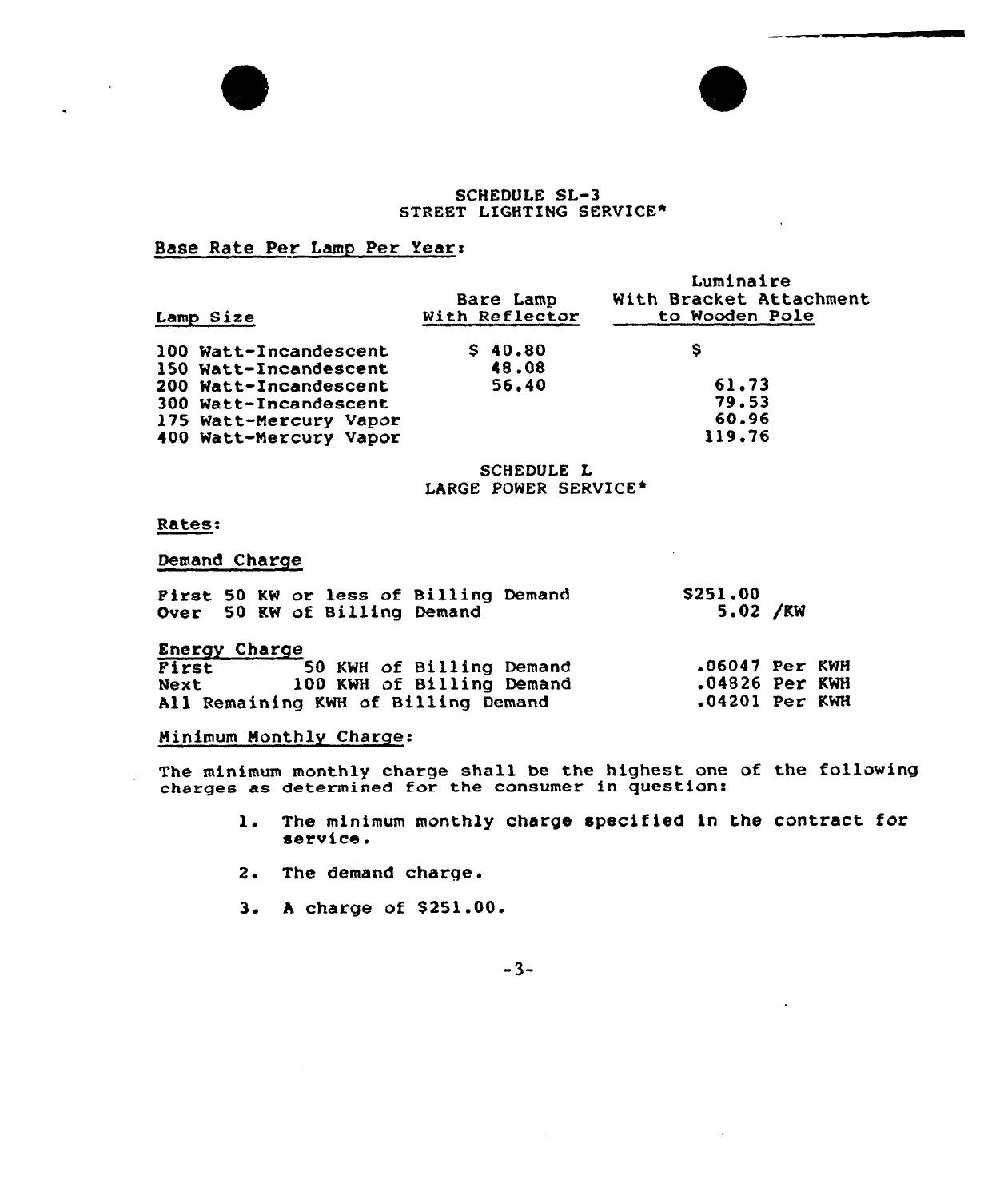## SCHEDULE SL-3
## STREET LIGHTING SERVICE*

Base Rate Per Lamp Per Year:

| Lamp Size | Bare Lamp With Reflector | Luminaire With Bracket Attachment to Wooden Pole |
|---|---|---|
| 100 Watt-Incandescent | $ 40.80 | $ |
| 150 Watt-Incandescent | 48.08 | |
| 200 Watt-Incandescent | 56.40 | 61.73 |
| 300 Watt-Incandescent | | 79.53 |
| 175 Watt-Mercury Vapor | | 60.96 |
| 400 Watt-Mercury Vapor | | 119.76 |

## SCHEDULE L
## LARGE POWER SERVICE*

Rates:

Demand Charge

| | |
|---|---|
| First 50 KW or less of Billing Demand | $251.00 |
| Over 50 KW of Billing Demand | 5.02 /KW |

Energy Charge

| | | |
|---|---|---|
| First | 50 KWH of Billing Demand | .06047 Per KWH |
| Next | 100 KWH of Billing Demand | .04826 Per KWH |
| All Remaining KWH of Billing Demand | | .04201 Per KWH |

Minimum Monthly Charge:

The minimum monthly charge shall be the highest one of the following charges as determined for the consumer in question:

1. The minimum monthly charge specified in the contract for service.

2. The demand charge.

3. A charge of $251.00.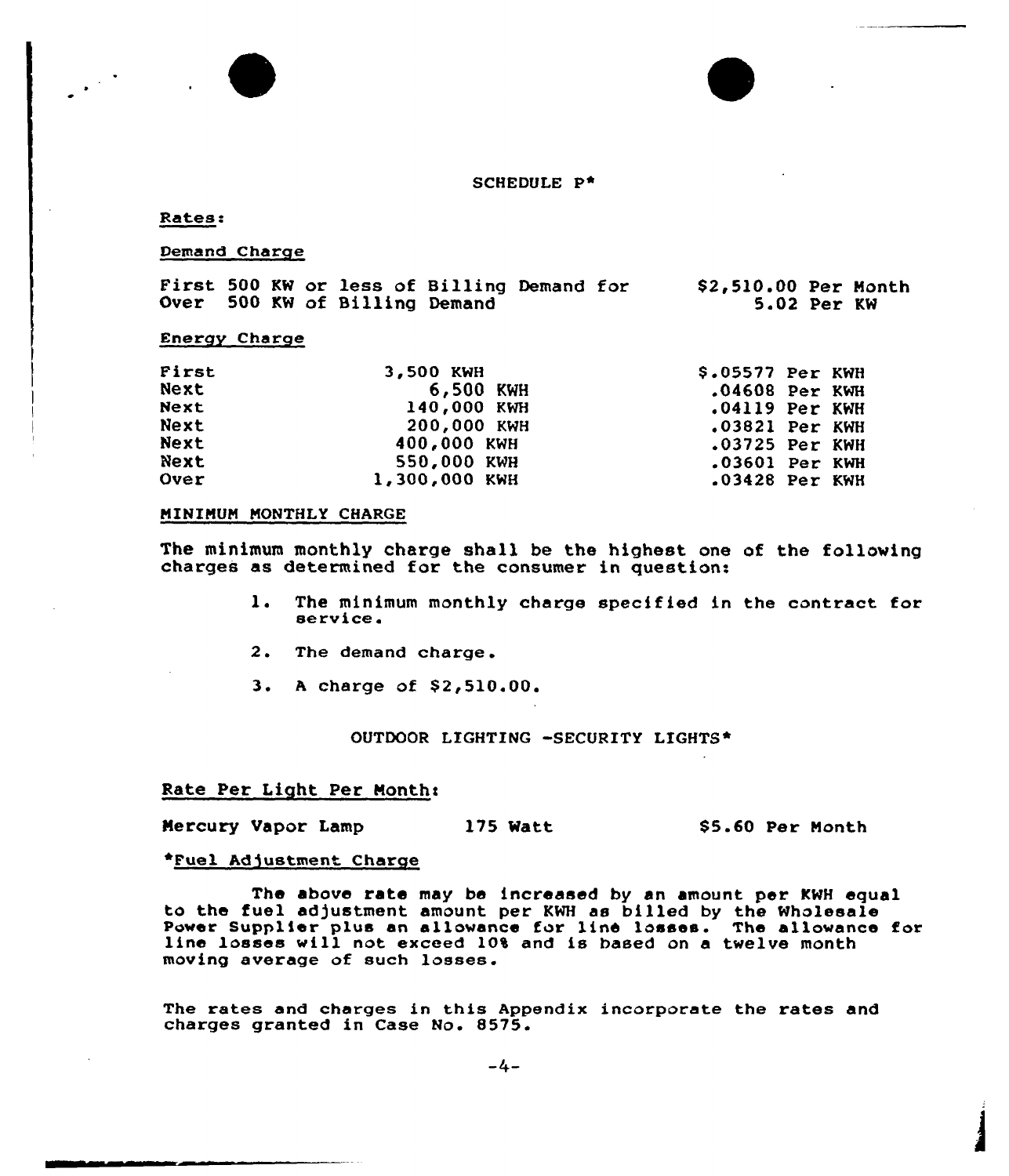## SCHEDULE P*

Rates:

Demand Charge

| | |
|---|---|
| First 500 KW or less of Billing Demand for | $2,510.00 Per Month |
| Over 500 KW of Billing Demand | 5.02 Per KW |

Energy Charge

| | | |
|---|---|---|
| First | 3,500 KWH | $.05577 Per KWH |
| Next | 6,500 KWH | .04608 Per KWH |
| Next | 140,000 KWH | .04119 Per KWH |
| Next | 200,000 KWH | .03821 Per KWH |
| Next | 400,000 KWH | .03725 Per KWH |
| Next | 550,000 KWH | .03601 Per KWH |
| Over | 1,300,000 KWH | .03428 Per KWH |

MINIMUM MONTHLY CHARGE

The minimum monthly charge shall be the highest one of the following charges as determined for the consumer in question:

1. The minimum monthly charge specified in the contract for service.
2. The demand charge.
3. A charge of $2,510.00.

## OUTDOOR LIGHTING -SECURITY LIGHTS*

Rate Per Light Per Month:

| | | |
|---|---|---|
| Mercury Vapor Lamp | 175 Watt | $5.60 Per Month |

*Fuel Adjustment Charge

The above rate may be increased by an amount per KWH equal to the fuel adjustment amount per KWH as billed by the Wholesale Power Supplier plus an allowance for line losses. The allowance for line losses will not exceed 10% and is based on a twelve month moving average of such losses.

The rates and charges in this Appendix incorporate the rates and charges granted in Case No. 8575.